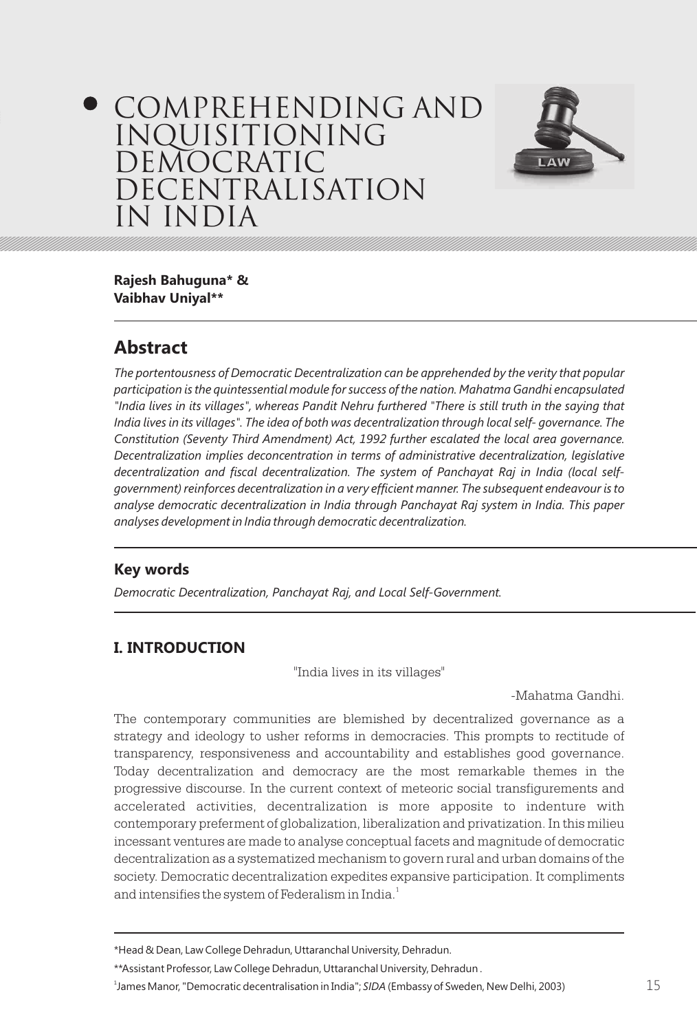# COMPREHENDING AND INQUISITIONING DEMOCRATIC DECENTRALISATION IN INDIA

**Rajesh Bahuguna* & Vaibhav Uniyal****

## Abstract

*The portentousness of Democratic Decentralization can be apprehended by the verity that popular participation is the quintessential module for success of the nation. Mahatma Gandhi encapsulated "India lives in its villages", whereas Pandit Nehru furthered "There is still truth in the saying that India lives in its villages". The idea of both was decentralization through local self- governance. The Constitution (Seventy Third Amendment) Act, 1992 further escalated the local area governance. Decentralization implies deconcentration in terms of administrative decentralization, legislative decentralization and fiscal decentralization. The system of Panchayat Raj in India (local self-government) reinforces decentralization in a very efficient manner. The subsequent endeavour is to analyse democratic decentralization in India through Panchayat Raj system in India. This paper analyses development in India through democratic decentralization.*

### Key words

*Democratic Decentralization, Panchayat Raj, and Local Self-Government.*

## I. INTRODUCTION

"India lives in its villages"

-Mahatma Gandhi.

The contemporary communities are blemished by decentralized governance as a strategy and ideology to usher reforms in democracies. This prompts to rectitude of transparency, responsiveness and accountability and establishes good governance. Today decentralization and democracy are the most remarkable themes in the progressive discourse. In the current context of meteoric social transfigurements and accelerated activities, decentralization is more apposite to indenture with contemporary preferment of globalization, liberalization and privatization. In this milieu incessant ventures are made to analyse conceptual facets and magnitude of democratic decentralization as a systematized mechanism to govern rural and urban domains of the society. Democratic decentralization expedites expansive participation. It compliments and intensifies the system of Federalism in India.[1]

---

*Head & Dean, Law College Dehradun, Uttaranchal University, Dehradun.

**Assistant Professor, Law College Dehradun, Uttaranchal University, Dehradun .

[1] James Manor, "Democratic decentralisation in India"; *SIDA* (Embassy of Sweden, New Delhi, 2003)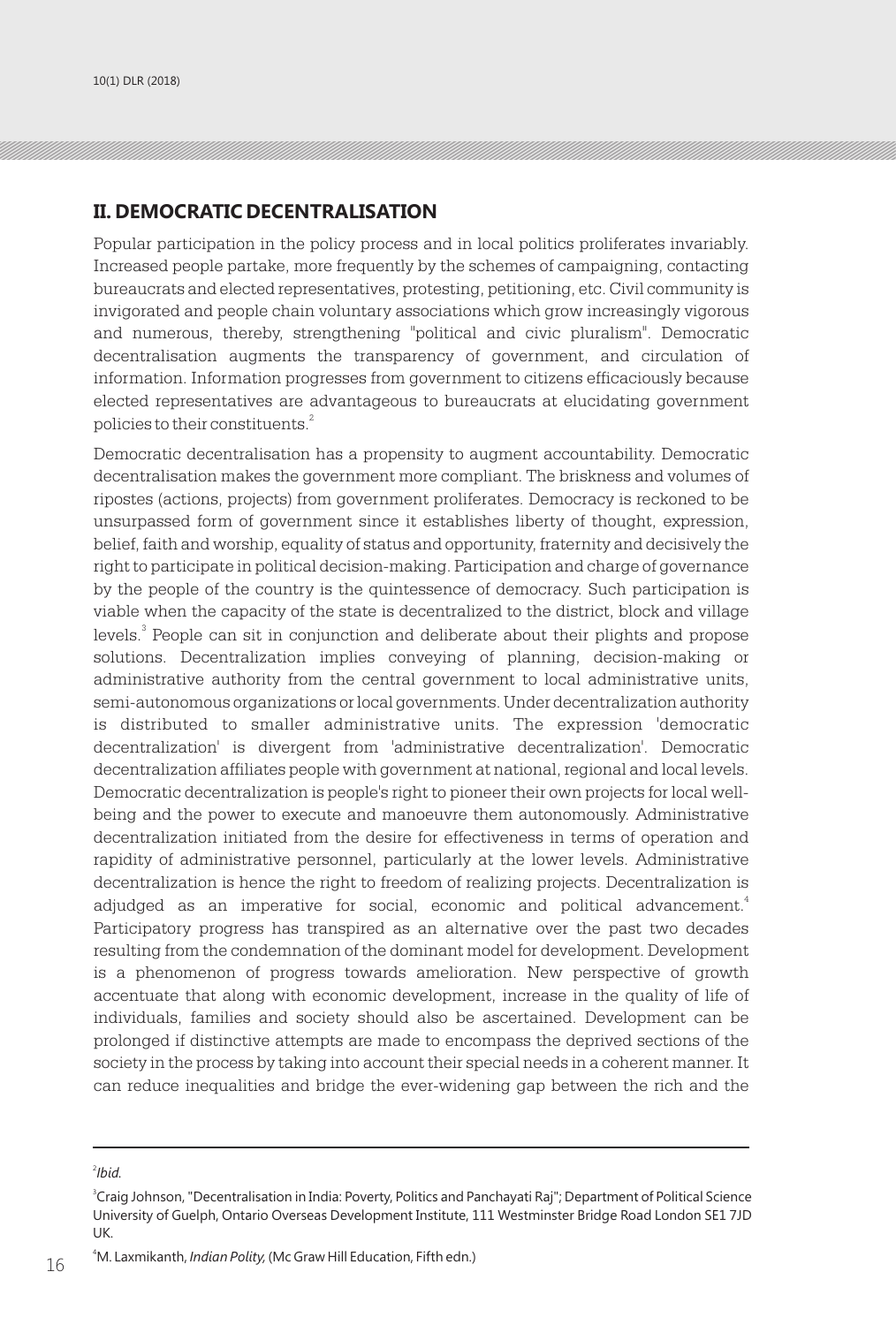## II. DEMOCRATIC DECENTRALISATION

Popular participation in the policy process and in local politics proliferates invariably. Increased people partake, more frequently by the schemes of campaigning, contacting bureaucrats and elected representatives, protesting, petitioning, etc. Civil community is invigorated and people chain voluntary associations which grow increasingly vigorous and numerous, thereby, strengthening "political and civic pluralism". Democratic decentralisation augments the transparency of government, and circulation of information. Information progresses from government to citizens efficaciously because elected representatives are advantageous to bureaucrats at elucidating government policies to their constituents.[2]

Democratic decentralisation has a propensity to augment accountability. Democratic decentralisation makes the government more compliant. The briskness and volumes of ripostes (actions, projects) from government proliferates. Democracy is reckoned to be unsurpassed form of government since it establishes liberty of thought, expression, belief, faith and worship, equality of status and opportunity, fraternity and decisively the right to participate in political decision-making. Participation and charge of governance by the people of the country is the quintessence of democracy. Such participation is viable when the capacity of the state is decentralized to the district, block and village levels.[3] People can sit in conjunction and deliberate about their plights and propose solutions. Decentralization implies conveying of planning, decision-making or administrative authority from the central government to local administrative units, semi-autonomous organizations or local governments. Under decentralization authority is distributed to smaller administrative units. The expression 'democratic decentralization' is divergent from 'administrative decentralization'. Democratic decentralization affiliates people with government at national, regional and local levels. Democratic decentralization is people's right to pioneer their own projects for local well-being and the power to execute and manoeuvre them autonomously. Administrative decentralization initiated from the desire for effectiveness in terms of operation and rapidity of administrative personnel, particularly at the lower levels. Administrative decentralization is hence the right to freedom of realizing projects. Decentralization is adjudged as an imperative for social, economic and political advancement.[4] Participatory progress has transpired as an alternative over the past two decades resulting from the condemnation of the dominant model for development. Development is a phenomenon of progress towards amelioration. New perspective of growth accentuate that along with economic development, increase in the quality of life of individuals, families and society should also be ascertained. Development can be prolonged if distinctive attempts are made to encompass the deprived sections of the society in the process by taking into account their special needs in a coherent manner. It can reduce inequalities and bridge the ever-widening gap between the rich and the

---

[2] *Ibid.*

[3] Craig Johnson, "Decentralisation in India: Poverty, Politics and Panchayati Raj"; Department of Political Science University of Guelph, Ontario Overseas Development Institute, 111 Westminster Bridge Road London SE1 7JD UK.

[4] M. Laxmikanth, *Indian Polity,* (Mc Graw Hill Education, Fifth edn.)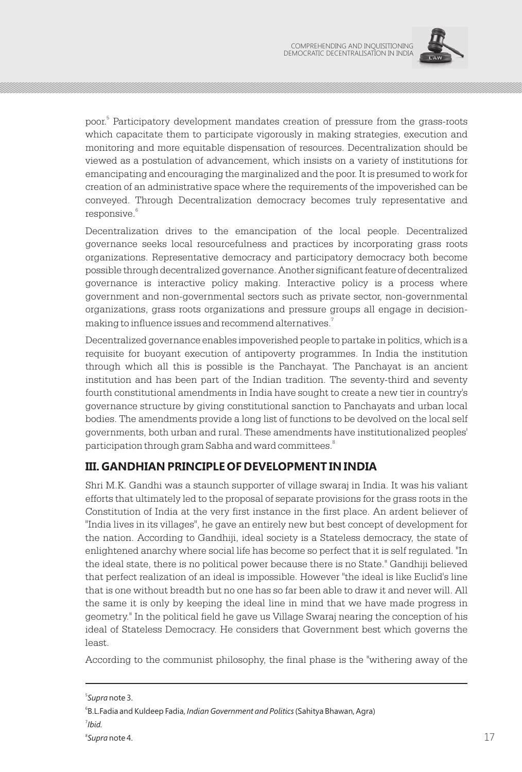poor.[5] Participatory development mandates creation of pressure from the grass-roots which capacitate them to participate vigorously in making strategies, execution and monitoring and more equitable dispensation of resources. Decentralization should be viewed as a postulation of advancement, which insists on a variety of institutions for emancipating and encouraging the marginalized and the poor. It is presumed to work for creation of an administrative space where the requirements of the impoverished can be conveyed. Through Decentralization democracy becomes truly representative and responsive.[6]

Decentralization drives to the emancipation of the local people. Decentralized governance seeks local resourcefulness and practices by incorporating grass roots organizations. Representative democracy and participatory democracy both become possible through decentralized governance. Another significant feature of decentralized governance is interactive policy making. Interactive policy is a process where government and non-governmental sectors such as private sector, non-governmental organizations, grass roots organizations and pressure groups all engage in decision-making to influence issues and recommend alternatives.[7]

Decentralized governance enables impoverished people to partake in politics, which is a requisite for buoyant execution of antipoverty programmes. In India the institution through which all this is possible is the Panchayat. The Panchayat is an ancient institution and has been part of the Indian tradition. The seventy-third and seventy fourth constitutional amendments in India have sought to create a new tier in country's governance structure by giving constitutional sanction to Panchayats and urban local bodies. The amendments provide a long list of functions to be devolved on the local self governments, both urban and rural. These amendments have institutionalized peoples' participation through gram Sabha and ward committees.[8]

## III. GANDHIAN PRINCIPLE OF DEVELOPMENT IN INDIA

Shri M.K. Gandhi was a staunch supporter of village swaraj in India. It was his valiant efforts that ultimately led to the proposal of separate provisions for the grass roots in the Constitution of India at the very first instance in the first place. An ardent believer of "India lives in its villages", he gave an entirely new but best concept of development for the nation. According to Gandhiji, ideal society is a Stateless democracy, the state of enlightened anarchy where social life has become so perfect that it is self regulated. "In the ideal state, there is no political power because there is no State." Gandhiji believed that perfect realization of an ideal is impossible. However "the ideal is like Euclid's line that is one without breadth but no one has so far been able to draw it and never will. All the same it is only by keeping the ideal line in mind that we have made progress in geometry." In the political field he gave us Village Swaraj nearing the conception of his ideal of Stateless Democracy. He considers that Government best which governs the least.

According to the communist philosophy, the final phase is the "withering away of the

---

[5] *Supra* note 3.

[6] B.L.Fadia and Kuldeep Fadia, *Indian Government and Politics* (Sahitya Bhawan, Agra)

[7] *Ibid.*

[8] *Supra* note 4.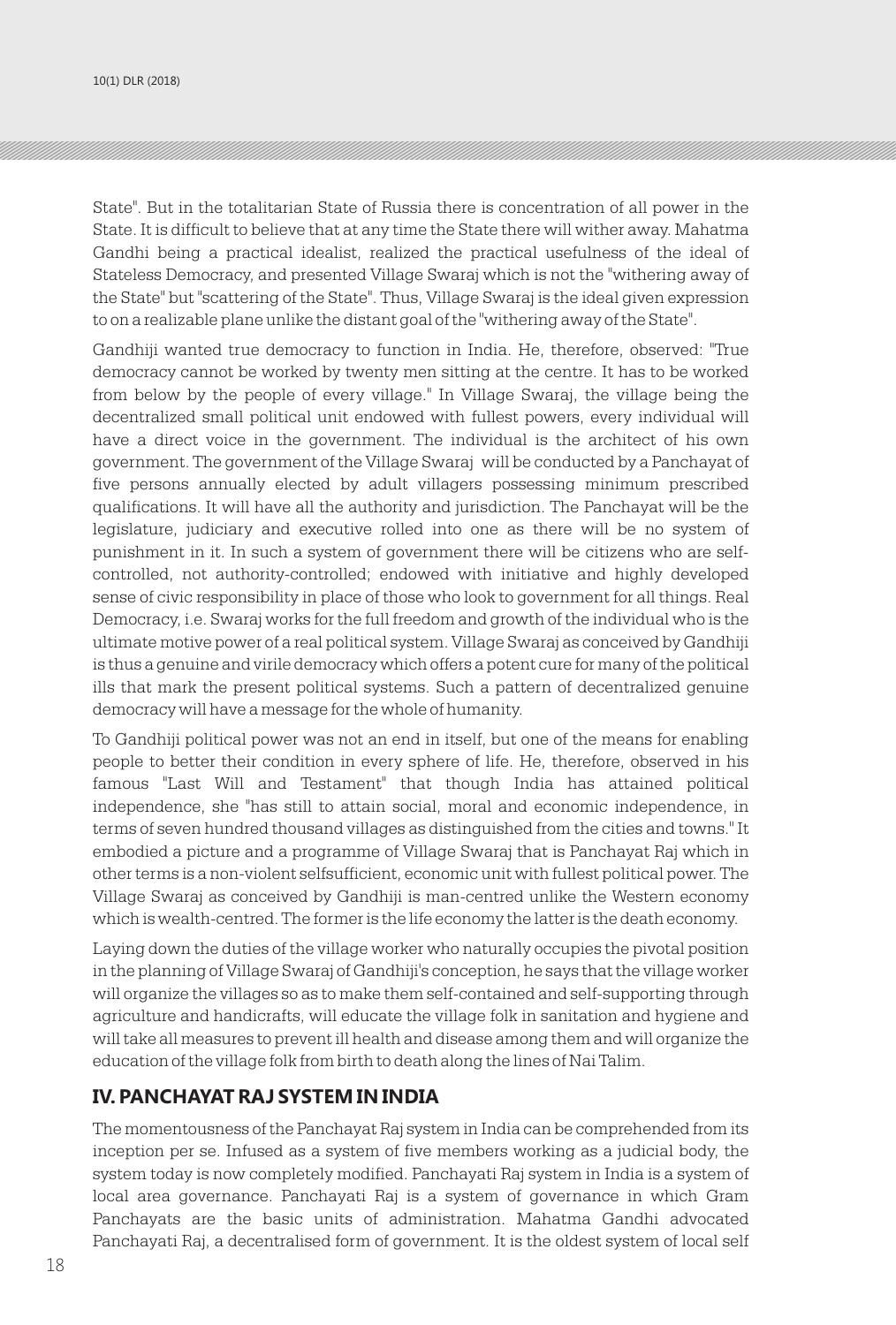State". But in the totalitarian State of Russia there is concentration of all power in the State. It is difficult to believe that at any time the State there will wither away. Mahatma Gandhi being a practical idealist, realized the practical usefulness of the ideal of Stateless Democracy, and presented Village Swaraj which is not the "withering away of the State" but "scattering of the State". Thus, Village Swaraj is the ideal given expression to on a realizable plane unlike the distant goal of the "withering away of the State".

Gandhiji wanted true democracy to function in India. He, therefore, observed: "True democracy cannot be worked by twenty men sitting at the centre. It has to be worked from below by the people of every village." In Village Swaraj, the village being the decentralized small political unit endowed with fullest powers, every individual will have a direct voice in the government. The individual is the architect of his own government. The government of the Village Swaraj will be conducted by a Panchayat of five persons annually elected by adult villagers possessing minimum prescribed qualifications. It will have all the authority and jurisdiction. The Panchayat will be the legislature, judiciary and executive rolled into one as there will be no system of punishment in it. In such a system of government there will be citizens who are self-controlled, not authority-controlled; endowed with initiative and highly developed sense of civic responsibility in place of those who look to government for all things. Real Democracy, i.e. Swaraj works for the full freedom and growth of the individual who is the ultimate motive power of a real political system. Village Swaraj as conceived by Gandhiji is thus a genuine and virile democracy which offers a potent cure for many of the political ills that mark the present political systems. Such a pattern of decentralized genuine democracy will have a message for the whole of humanity.

To Gandhiji political power was not an end in itself, but one of the means for enabling people to better their condition in every sphere of life. He, therefore, observed in his famous "Last Will and Testament" that though India has attained political independence, she "has still to attain social, moral and economic independence, in terms of seven hundred thousand villages as distinguished from the cities and towns." It embodied a picture and a programme of Village Swaraj that is Panchayat Raj which in other terms is a non-violent selfsufficient, economic unit with fullest political power. The Village Swaraj as conceived by Gandhiji is man-centred unlike the Western economy which is wealth-centred. The former is the life economy the latter is the death economy.

Laying down the duties of the village worker who naturally occupies the pivotal position in the planning of Village Swaraj of Gandhiji's conception, he says that the village worker will organize the villages so as to make them self-contained and self-supporting through agriculture and handicrafts, will educate the village folk in sanitation and hygiene and will take all measures to prevent ill health and disease among them and will organize the education of the village folk from birth to death along the lines of Nai Talim.

## IV. PANCHAYAT RAJ SYSTEM IN INDIA

The momentousness of the Panchayat Raj system in India can be comprehended from its inception per se. Infused as a system of five members working as a judicial body, the system today is now completely modified. Panchayati Raj system in India is a system of local area governance. Panchayati Raj is a system of governance in which Gram Panchayats are the basic units of administration. Mahatma Gandhi advocated Panchayati Raj, a decentralised form of government. It is the oldest system of local self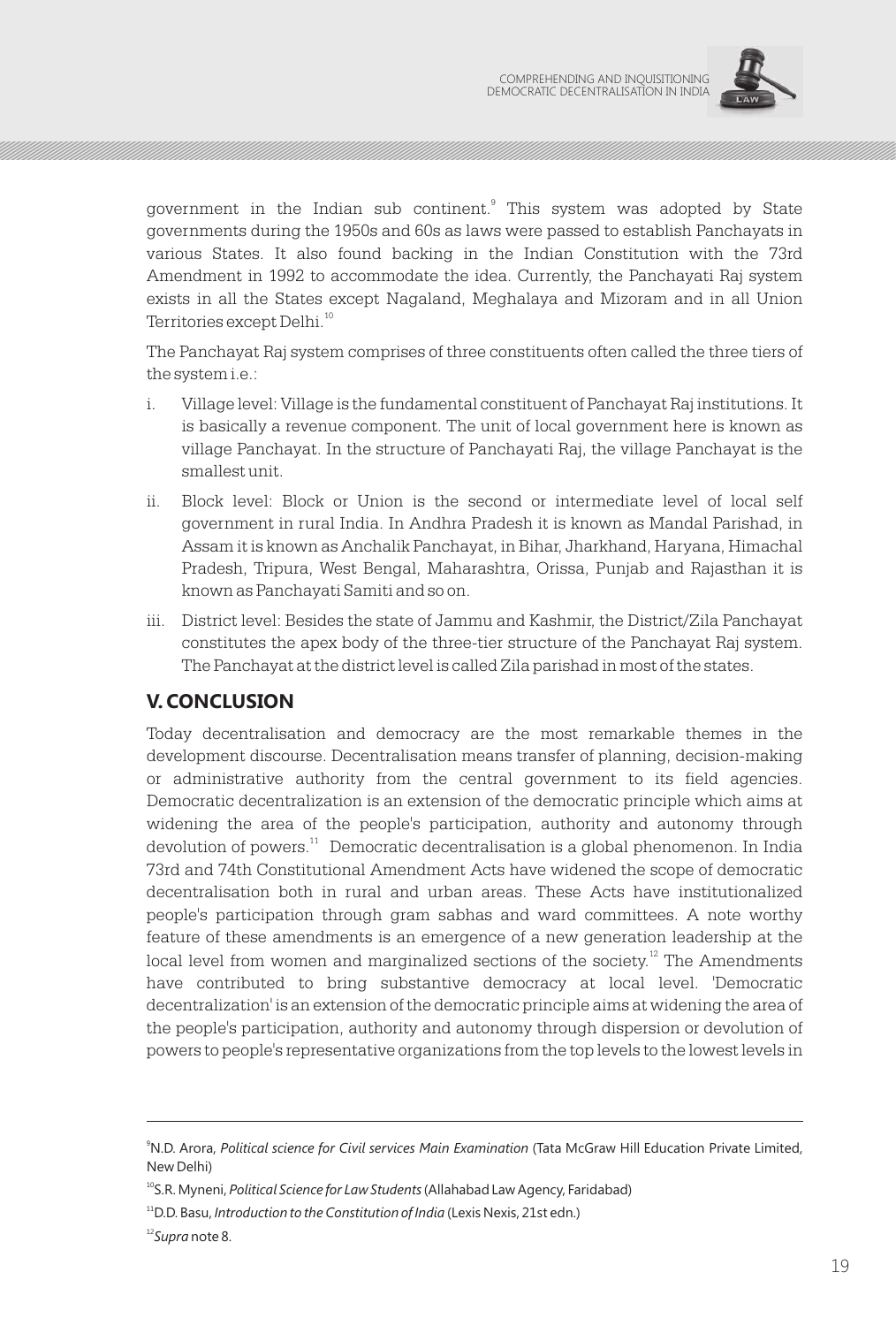government in the Indian sub continent.[9] This system was adopted by State governments during the 1950s and 60s as laws were passed to establish Panchayats in various States. It also found backing in the Indian Constitution with the 73rd Amendment in 1992 to accommodate the idea. Currently, the Panchayati Raj system exists in all the States except Nagaland, Meghalaya and Mizoram and in all Union Territories except Delhi.[10]

The Panchayat Raj system comprises of three constituents often called the three tiers of the system i.e.:

i. Village level: Village is the fundamental constituent of Panchayat Raj institutions. It is basically a revenue component. The unit of local government here is known as village Panchayat. In the structure of Panchayati Raj, the village Panchayat is the smallest unit.

ii. Block level: Block or Union is the second or intermediate level of local self government in rural India. In Andhra Pradesh it is known as Mandal Parishad, in Assam it is known as Anchalik Panchayat, in Bihar, Jharkhand, Haryana, Himachal Pradesh, Tripura, West Bengal, Maharashtra, Orissa, Punjab and Rajasthan it is known as Panchayati Samiti and so on.

iii. District level: Besides the state of Jammu and Kashmir, the District/Zila Panchayat constitutes the apex body of the three-tier structure of the Panchayat Raj system. The Panchayat at the district level is called Zila parishad in most of the states.

## V. CONCLUSION

Today decentralisation and democracy are the most remarkable themes in the development discourse. Decentralisation means transfer of planning, decision-making or administrative authority from the central government to its field agencies. Democratic decentralization is an extension of the democratic principle which aims at widening the area of the people's participation, authority and autonomy through devolution of powers.[11] Democratic decentralisation is a global phenomenon. In India 73rd and 74th Constitutional Amendment Acts have widened the scope of democratic decentralisation both in rural and urban areas. These Acts have institutionalized people's participation through gram sabhas and ward committees. A note worthy feature of these amendments is an emergence of a new generation leadership at the local level from women and marginalized sections of the society.[12] The Amendments have contributed to bring substantive democracy at local level. 'Democratic decentralization' is an extension of the democratic principle aims at widening the area of the people's participation, authority and autonomy through dispersion or devolution of powers to people's representative organizations from the top levels to the lowest levels in

---

[9] N.D. Arora, *Political science for Civil services Main Examination* (Tata McGraw Hill Education Private Limited, New Delhi)

[10] S.R. Myneni, *Political Science for Law Students* (Allahabad Law Agency, Faridabad)

[11] D.D. Basu, *Introduction to the Constitution of India* (Lexis Nexis, 21st edn.)

[12] *Supra* note 8.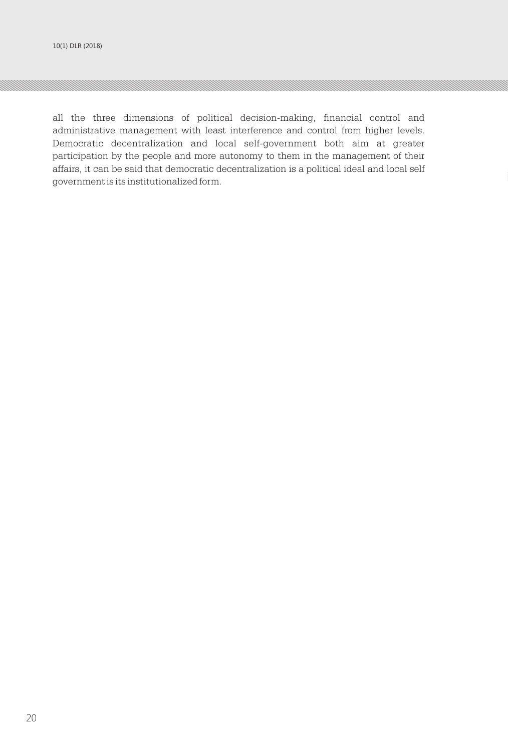all the three dimensions of political decision-making, financial control and administrative management with least interference and control from higher levels. Democratic decentralization and local self-government both aim at greater participation by the people and more autonomy to them in the management of their affairs, it can be said that democratic decentralization is a political ideal and local self government is its institutionalized form.